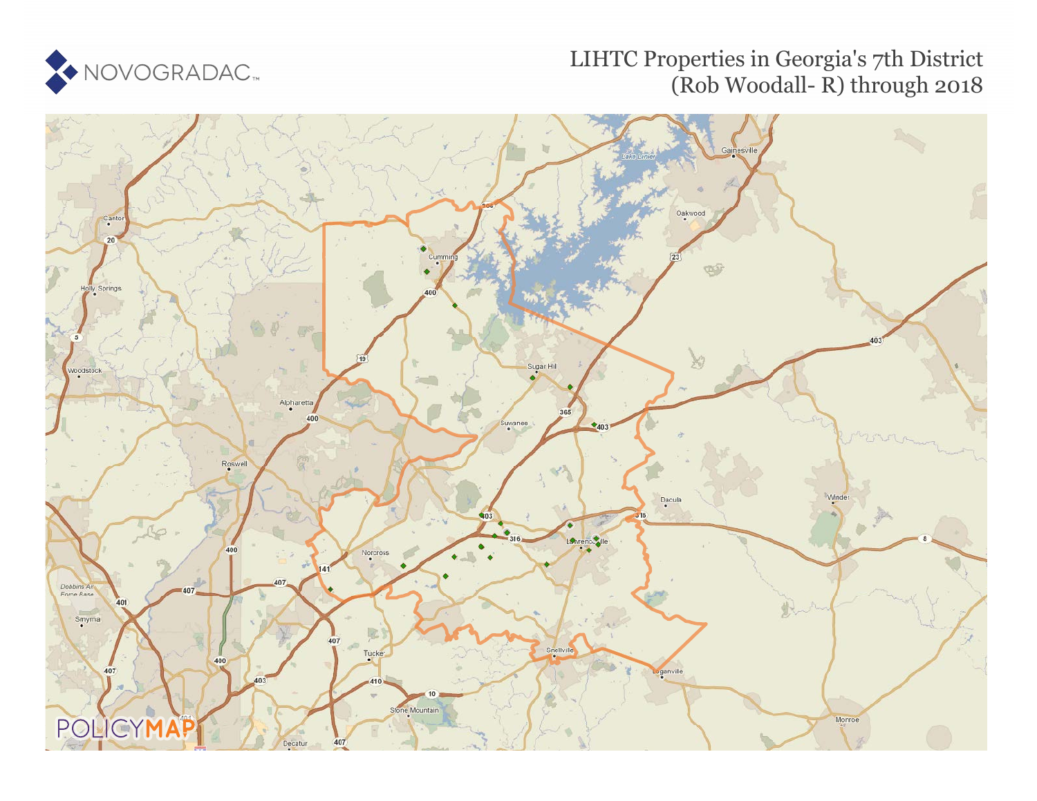NOVOGRADAC

# LIHTC Properties in Georgia's 7th District (Rob Woodall- R) through 2018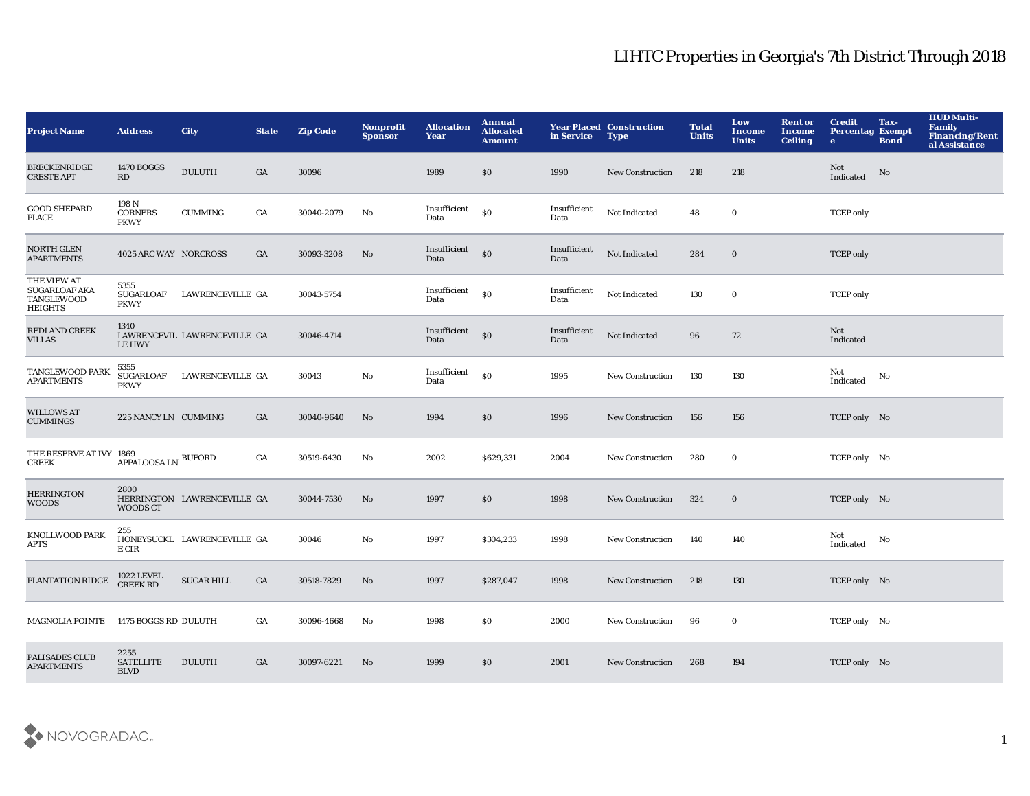# LIHTC Properties in Georgia's 7th District Through 2018

| Project Name | Address | City | State | Zip Code | Nonprofit Sponsor | Allocation Year | Annual Allocated Amount | Year Placed in Service | Construction Type | Total Units | Low Income Units | Rent or Income Ceiling | Credit Percentage | Tax-Exempt Bond | HUD Multi-Family Financing/Rental Assistance |
|---|---|---|---|---|---|---|---|---|---|---|---|---|---|---|---|
| BRECKENRIDGE CRESTE APT | 1470 BOGGS RD | DULUTH | GA | 30096 | | 1989 | $0 | 1990 | New Construction | 218 | 218 | | Not Indicated | No | |
| GOOD SHEPARD PLACE | 198 N CORNERS PKWY | CUMMING | GA | 30040-2079 | No | Insufficient Data | $0 | Insufficient Data | Not Indicated | 48 | 0 | | TCEP only | | |
| NORTH GLEN APARTMENTS | 4025 ARC WAY | NORCROSS | GA | 30093-3208 | No | Insufficient Data | $0 | Insufficient Data | Not Indicated | 284 | 0 | | TCEP only | | |
| THE VIEW AT SUGARLOAF AKA TANGLEWOOD HEIGHTS | 5355 SUGARLOAF PKWY | LAWRENCEVILLE | GA | 30043-5754 | | Insufficient Data | $0 | Insufficient Data | Not Indicated | 130 | 0 | | TCEP only | | |
| REDLAND CREEK VILLAS | 1340 LAWRENCEVILLE HWY | LAWRENCEVILLE | GA | 30046-4714 | | Insufficient Data | $0 | Insufficient Data | Not Indicated | 96 | 72 | | Not Indicated | | |
| TANGLEWOOD PARK APARTMENTS | 5355 SUGARLOAF PKWY | LAWRENCEVILLE | GA | 30043 | No | Insufficient Data | $0 | 1995 | New Construction | 130 | 130 | | Not Indicated | No | |
| WILLOWS AT CUMMINGS | 225 NANCY LN | CUMMING | GA | 30040-9640 | No | 1994 | $0 | 1996 | New Construction | 156 | 156 | | TCEP only | No | |
| THE RESERVE AT IVY CREEK | 1869 APPALOOSA LN | BUFORD | GA | 30519-6430 | No | 2002 | $629,331 | 2004 | New Construction | 280 | 0 | | TCEP only | No | |
| HERRINGTON WOODS | 2800 HERRINGTON WOODS CT | LAWRENCEVILLE | GA | 30044-7530 | No | 1997 | $0 | 1998 | New Construction | 324 | 0 | | TCEP only | No | |
| KNOLLWOOD PARK APTS | 255 HONEYSUCKLE CIR | LAWRENCEVILLE | GA | 30046 | No | 1997 | $304,233 | 1998 | New Construction | 140 | 140 | | Not Indicated | No | |
| PLANTATION RIDGE | 1022 LEVEL CREEK RD | SUGAR HILL | GA | 30518-7829 | No | 1997 | $287,047 | 1998 | New Construction | 218 | 130 | | TCEP only | No | |
| MAGNOLIA POINTE | 1475 BOGGS RD | DULUTH | GA | 30096-4668 | No | 1998 | $0 | 2000 | New Construction | 96 | 0 | | TCEP only | No | |
| PALISADES CLUB APARTMENTS | 2255 SATELLITE BLVD | DULUTH | GA | 30097-6221 | No | 1999 | $0 | 2001 | New Construction | 268 | 194 | | TCEP only | No | |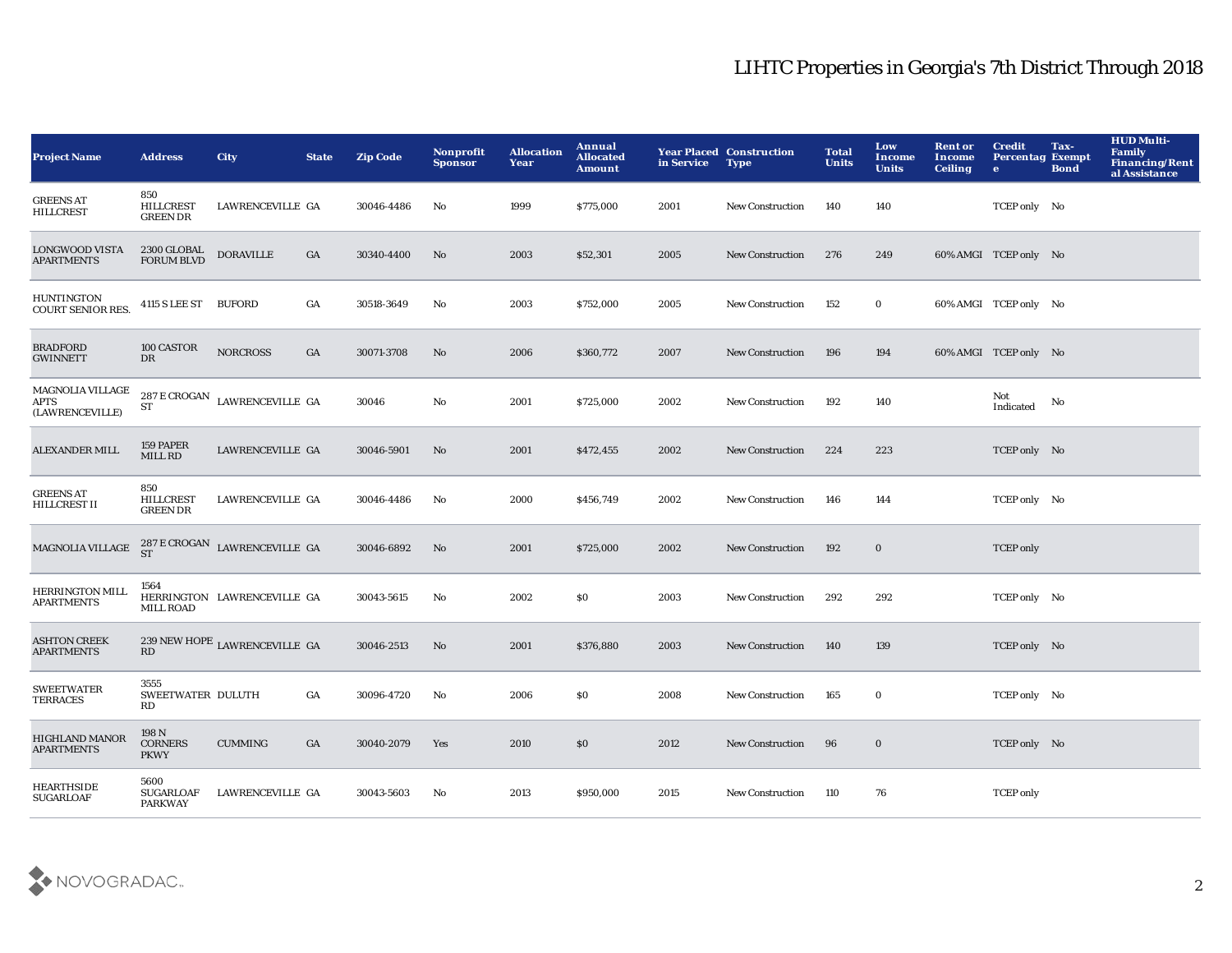# LIHTC Properties in Georgia's 7th District Through 2018

| Project Name | Address | City | State | Zip Code | Nonprofit Sponsor | Allocation Year | Annual Allocated Amount | Year Placed in Service | Construction Type | Total Units | Low Income Units | Rent or Income Ceiling | Credit Percentage | Tax-Exempt Bond | HUD Multi-Family Financing/Rental Assistance |
|---|---|---|---|---|---|---|---|---|---|---|---|---|---|---|---|
| GREENS AT HILLCREST | 850 HILLCREST GREEN DR | LAWRENCEVILLE | GA | 30046-4486 | No | 1999 | $775,000 | 2001 | New Construction | 140 | 140 | | TCEP only | No | |
| LONGWOOD VISTA APARTMENTS | 2300 GLOBAL FORUM BLVD | DORAVILLE | GA | 30340-4400 | No | 2003 | $52,301 | 2005 | New Construction | 276 | 249 | 60% AMGI | TCEP only | No | |
| HUNTINGTON COURT SENIOR RES. | 4115 S LEE ST | BUFORD | GA | 30518-3649 | No | 2003 | $752,000 | 2005 | New Construction | 152 | 0 | 60% AMGI | TCEP only | No | |
| BRADFORD GWINNETT | 100 CASTOR DR | NORCROSS | GA | 30071-3708 | No | 2006 | $360,772 | 2007 | New Construction | 196 | 194 | 60% AMGI | TCEP only | No | |
| MAGNOLIA VILLAGE APTS (LAWRENCEVILLE) | 287 E CROGAN ST | LAWRENCEVILLE | GA | 30046 | No | 2001 | $725,000 | 2002 | New Construction | 192 | 140 | | Not Indicated | No | |
| ALEXANDER MILL | 159 PAPER MILL RD | LAWRENCEVILLE | GA | 30046-5901 | No | 2001 | $472,455 | 2002 | New Construction | 224 | 223 | | TCEP only | No | |
| GREENS AT HILLCREST II | 850 HILLCREST GREEN DR | LAWRENCEVILLE | GA | 30046-4486 | No | 2000 | $456,749 | 2002 | New Construction | 146 | 144 | | TCEP only | No | |
| MAGNOLIA VILLAGE | 287 E CROGAN ST | LAWRENCEVILLE | GA | 30046-6892 | No | 2001 | $725,000 | 2002 | New Construction | 192 | 0 | | TCEP only | | |
| HERRINGTON MILL APARTMENTS | 1564 HERRINGTON MILL ROAD | LAWRENCEVILLE | GA | 30043-5615 | No | 2002 | $0 | 2003 | New Construction | 292 | 292 | | TCEP only | No | |
| ASHTON CREEK APARTMENTS | 239 NEW HOPE RD | LAWRENCEVILLE | GA | 30046-2513 | No | 2001 | $376,880 | 2003 | New Construction | 140 | 139 | | TCEP only | No | |
| SWEETWATER TERRACES | 3555 SWEETWATER RD | DULUTH | GA | 30096-4720 | No | 2006 | $0 | 2008 | New Construction | 165 | 0 | | TCEP only | No | |
| HIGHLAND MANOR APARTMENTS | 198 N CORNERS PKWY | CUMMING | GA | 30040-2079 | Yes | 2010 | $0 | 2012 | New Construction | 96 | 0 | | TCEP only | No | |
| HEARTHSIDE SUGARLOAF | 5600 SUGARLOAF PARKWAY | LAWRENCEVILLE | GA | 30043-5603 | No | 2013 | $950,000 | 2015 | New Construction | 110 | 76 | | TCEP only | | |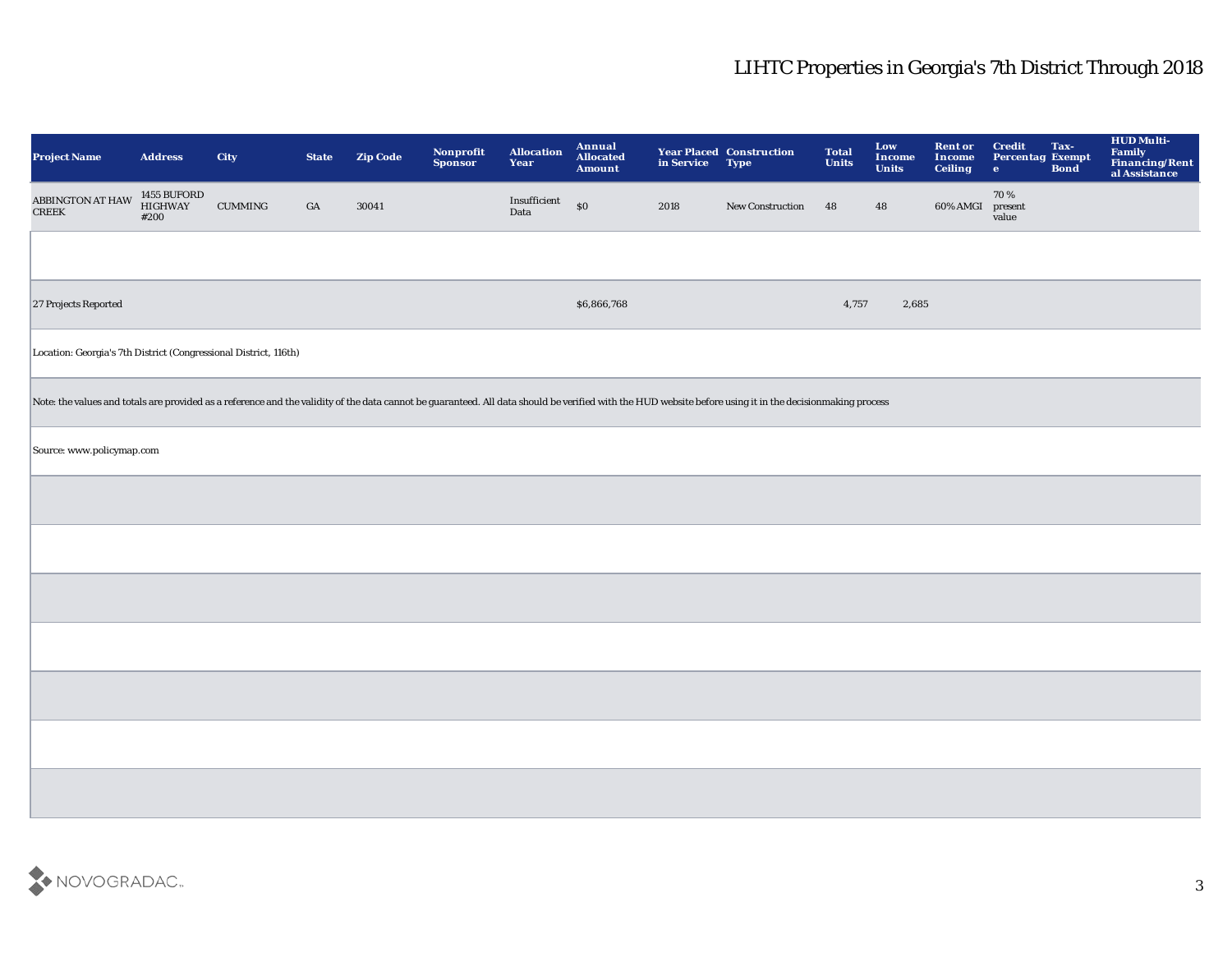# LIHTC Properties in Georgia's 7th District Through 2018

| Project Name | Address | City | State | Zip Code | Nonprofit Sponsor | Allocation Year | Annual Allocated Amount | Year Placed in Service | Construction Type | Total Units | Low Income Units | Rent or Income Ceiling | Credit Percentage | Tax-Exempt Bond | HUD Multi-Family Financing/Rental Assistance |
|---|---|---|---|---|---|---|---|---|---|---|---|---|---|---|---|
| ABBINGTON AT HAW CREEK | 1455 BUFORD HIGHWAY #200 | CUMMING | GA | 30041 | | Insufficient Data | $0 | 2018 | New Construction | 48 | 48 | 60% AMGI | 70 % present value | | |
| | | | | | | | | | | | | | | | |
| 27 Projects Reported | | | | | | | $6,866,768 | | | 4,757 | 2,685 | | | | |

Location: Georgia's 7th District (Congressional District, 116th)

Note: the values and totals are provided as a reference and the validity of the data cannot be guaranteed. All data should be verified with the HUD website before using it in the decisionmaking process

Source: www.policymap.com